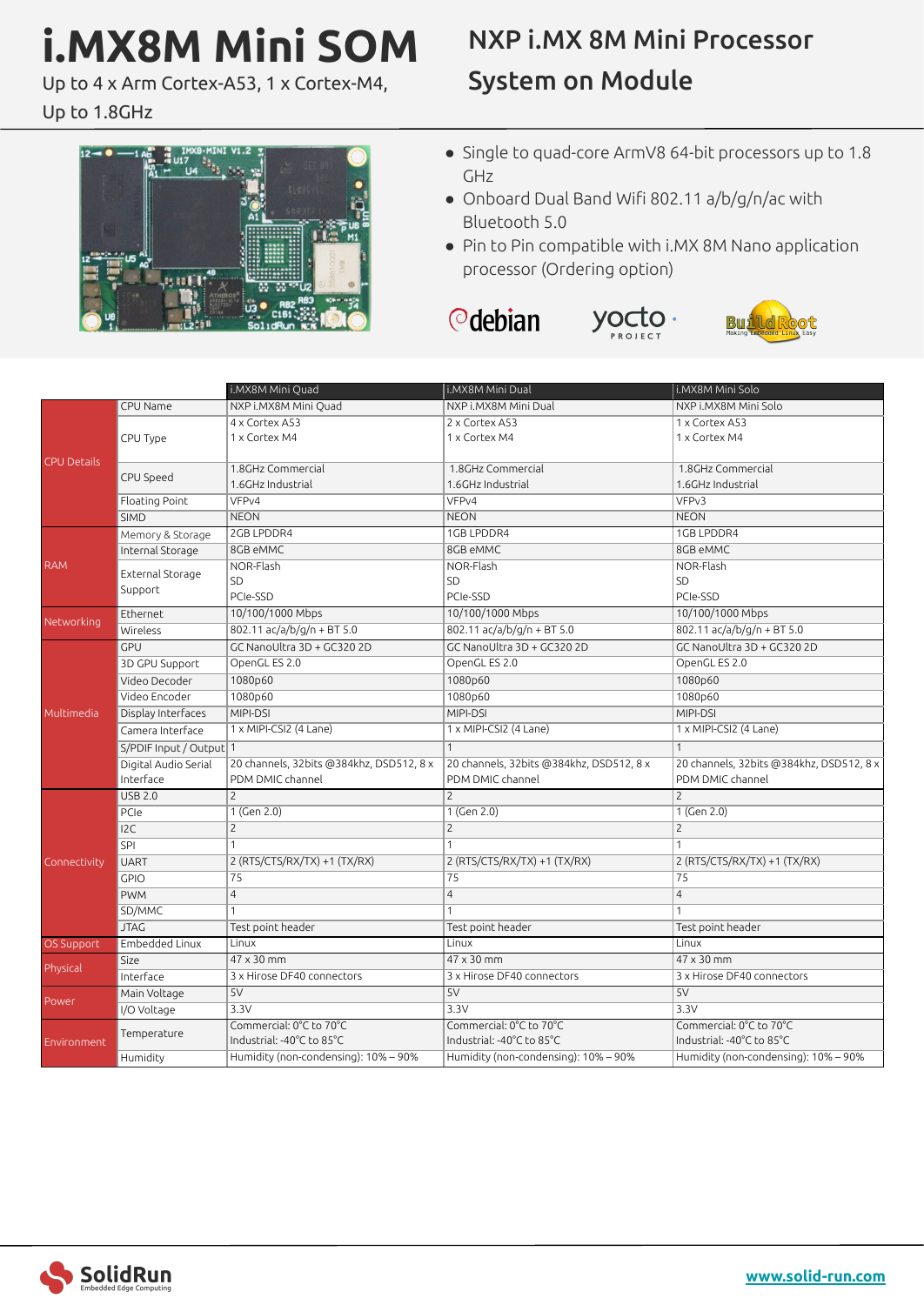# i.MX8M Mini SOM

Up to 4 x Arm Cortex-A53, 1 x Cortex-M4,
Up to 1.8GHz

## NXP i.MX 8M Mini Processor System on Module

- Single to quad-core ArmV8 64-bit processors up to 1.8 GHz
- Onboard Dual Band Wifi 802.11 a/b/g/n/ac with Bluetooth 5.0
- Pin to Pin compatible with i.MX 8M Nano application processor (Ordering option)

| | | i.MX8M Mini Quad | i.MX8M Mini Dual | i.MX8M Mini Solo |
|---|---|---|---|---|
| CPU Details | CPU Name | NXP i.MX8M Mini Quad | NXP i.MX8M Mini Dual | NXP i.MX8M Mini Solo |
| | CPU Type | 4 x Cortex A53<br>1 x Cortex M4 | 2 x Cortex A53<br>1 x Cortex M4 | 1 x Cortex A53<br>1 x Cortex M4 |
| | CPU Speed | 1.8GHz Commercial<br>1.6GHz Industrial | 1.8GHz Commercial<br>1.6GHz Industrial | 1.8GHz Commercial<br>1.6GHz Industrial |
| | Floating Point | VFPv4 | VFPv4 | VFPv3 |
| | SIMD | NEON | NEON | NEON |
| RAM | Memory & Storage | 2GB LPDDR4 | 1GB LPDDR4 | 1GB LPDDR4 |
| | Internal Storage | 8GB eMMC | 8GB eMMC | 8GB eMMC |
| | External Storage Support | NOR-Flash<br>SD<br>PCIe-SSD | NOR-Flash<br>SD<br>PCIe-SSD | NOR-Flash<br>SD<br>PCIe-SSD |
| Networking | Ethernet | 10/100/1000 Mbps | 10/100/1000 Mbps | 10/100/1000 Mbps |
| | Wireless | 802.11 ac/a/b/g/n + BT 5.0 | 802.11 ac/a/b/g/n + BT 5.0 | 802.11 ac/a/b/g/n + BT 5.0 |
| Multimedia | GPU | GC NanoUltra 3D + GC320 2D | GC NanoUltra 3D + GC320 2D | GC NanoUltra 3D + GC320 2D |
| | 3D GPU Support | OpenGL ES 2.0 | OpenGL ES 2.0 | OpenGL ES 2.0 |
| | Video Decoder | 1080p60 | 1080p60 | 1080p60 |
| | Video Encoder | 1080p60 | 1080p60 | 1080p60 |
| | Display Interfaces | MIPI-DSI | MIPI-DSI | MIPI-DSI |
| | Camera Interface | 1 x MIPI-CSI2 (4 Lane) | 1 x MIPI-CSI2 (4 Lane) | 1 x MIPI-CSI2 (4 Lane) |
| | S/PDIF Input / Output | 1 | 1 | 1 |
| | Digital Audio Serial Interface | 20 channels, 32bits @384khz, DSD512, 8 x PDM DMIC channel | 20 channels, 32bits @384khz, DSD512, 8 x PDM DMIC channel | 20 channels, 32bits @384khz, DSD512, 8 x PDM DMIC channel |
| Connectivity | USB 2.0 | 2 | 2 | 2 |
| | PCIe | 1 (Gen 2.0) | 1 (Gen 2.0) | 1 (Gen 2.0) |
| | I2C | 2 | 2 | 2 |
| | SPI | 1 | 1 | 1 |
| | UART | 2 (RTS/CTS/RX/TX) +1 (TX/RX) | 2 (RTS/CTS/RX/TX) +1 (TX/RX) | 2 (RTS/CTS/RX/TX) +1 (TX/RX) |
| | GPIO | 75 | 75 | 75 |
| | PWM | 4 | 4 | 4 |
| | SD/MMC | 1 | 1 | 1 |
| | JTAG | Test point header | Test point header | Test point header |
| OS Support | Embedded Linux | Linux | Linux | Linux |
| Physical | Size | 47 x 30 mm | 47 x 30 mm | 47 x 30 mm |
| | Interface | 3 x Hirose DF40 connectors | 3 x Hirose DF40 connectors | 3 x Hirose DF40 connectors |
| Power | Main Voltage | 5V | 5V | 5V |
| | I/O Voltage | 3.3V | 3.3V | 3.3V |
| Environment | Temperature | Commercial: 0°C to 70°C<br>Industrial: -40°C to 85°C | Commercial: 0°C to 70°C<br>Industrial: -40°C to 85°C | Commercial: 0°C to 70°C<br>Industrial: -40°C to 85°C |
| | Humidity | Humidity (non-condensing): 10% – 90% | Humidity (non-condensing): 10% – 90% | Humidity (non-condensing): 10% – 90% |

SolidRun Embedded Edge Computing

www.solid-run.com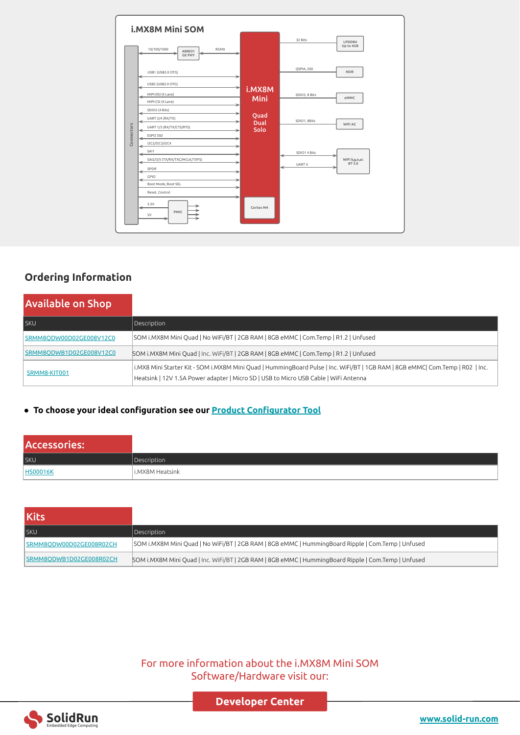i.MX8M Mini SOM

Connectors

10/100/1000

AR8031 GE PHY

RGMII

USB1 (USB2.0 OTG)

USB2 (USB2.0 OTG)

MIPI-DSI (4 Lane)

MIPI-CSI (4 Lane)

SDIO2 (4 Bits)

UART 2/4 (RX/TX)

UART 1/3 (RX/TX/CTS/RTS)

ESPI2 SS0

I2C2/I2C3/I2C4

SAI1

SAI2/3/5 (TX/RX/TXC/MCLK/TXFS)

SPDIF

GPIO

Boot Mode, Boot SEL

Reset, Control

3.3V

5V

PMIC

i.MX8M Mini

Quad Dual Solo

Cortex M4

32 Bits

LPDDR4 Up to 4GB

QSPIA, SS0

NOR

SDIO3, 8 Bits

eMMC

SDIO1, 8Bits

WiFi AC

SDIO1 4 Bits

UART 4

WiFi b,g,n,ac BT 5.0

## Ordering Information

### Available on Shop

| SKU | Description |
|---|---|
| SRMM8QDW00D02GE008V12C0 | SOM i.MX8M Mini Quad \| No WiFi/BT \| 2GB RAM \| 8GB eMMC \| Com.Temp \| R1.2 \| Unfused |
| SRMM8QDWB1D02GE008V12C0 | SOM i.MX8M Mini Quad \| Inc. WiFi/BT \| 2GB RAM \| 8GB eMMC \| Com.Temp \| R1.2 \| Unfused |
| SRMM8-KIT001 | i.MX8 Mini Starter Kit - SOM i.MX8M Mini Quad \| HummingBoard Pulse \| Inc. WiFi/BT \| 1GB RAM \| 8GB eMMC\| Com.Temp \| R02 \| Inc. Heatsink \| 12V 1.5A Power adapter \| Micro SD \| USB to Micro USB Cable \| WiFi Antenna |

- **To choose your ideal configuration see our Product Configurator Tool**

### Accessories:

| SKU | Description |
|---|---|
| HS00016K | i.MX8M Heatsink |

### Kits

| SKU | Description |
|---|---|
| SRMM8QDW00D02GE008R02CH | SOM i.MX8M Mini Quad \| No WiFi/BT \| 2GB RAM \| 8GB eMMC \| HummingBoard Ripple \| Com.Temp \| Unfused |
| SRMM8QDWB1D02GE008R02CH | SOM i.MX8M Mini Quad \| Inc. WiFi/BT \| 2GB RAM \| 8GB eMMC \| HummingBoard Ripple \| Com.Temp \| Unfused |

For more information about the i.MX8M Mini SOM Software/Hardware visit our:

**Developer Center**

SolidRun Embedded Edge Computing

www.solid-run.com